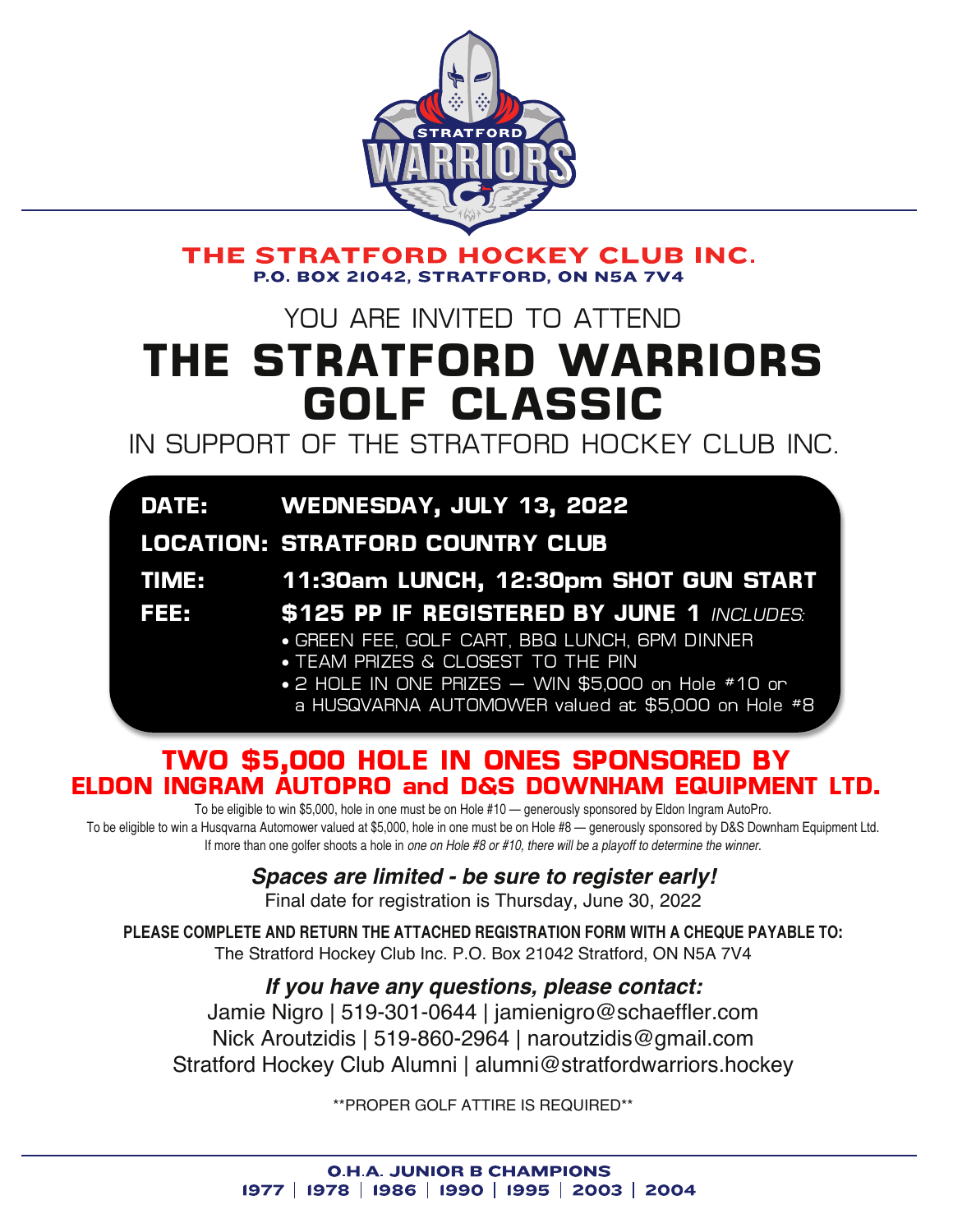STRATFORD WARRIORS

**THE STRATFORD HOCKEY CLUB INC.**
**P.O. BOX 21042, STRATFORD, ON N5A 7V4**

YOU ARE INVITED TO ATTEND

# THE STRATFORD WARRIORS GOLF CLASSIC

IN SUPPORT OF THE STRATFORD HOCKEY CLUB INC.

**DATE:** **WEDNESDAY, JULY 13, 2022**

**LOCATION:** **STRATFORD COUNTRY CLUB**

**TIME:** **11:30am LUNCH, 12:30pm SHOT GUN START**

**FEE:** **$125 PP IF REGISTERED BY JUNE 1** *INCLUDES:*

- GREEN FEE, GOLF CART, BBQ LUNCH, 6PM DINNER
- TEAM PRIZES & CLOSEST TO THE PIN
- 2 HOLE IN ONE PRIZES — WIN $5,000 on Hole #10 or a HUSQVARNA AUTOMOWER valued at $5,000 on Hole #8

## TWO $5,000 HOLE IN ONES SPONSORED BY ELDON INGRAM AUTOPRO and D&S DOWNHAM EQUIPMENT LTD.

To be eligible to win $5,000, hole in one must be on Hole #10 — generously sponsored by Eldon Ingram AutoPro.
To be eligible to win a Husqvarna Automower valued at $5,000, hole in one must be on Hole #8 — generously sponsored by D&S Downham Equipment Ltd.
If more than one golfer shoots a hole in *one on Hole #8 or #10, there will be a playoff to determine the winner.*

***Spaces are limited - be sure to register early!***
Final date for registration is Thursday, June 30, 2022

**PLEASE COMPLETE AND RETURN THE ATTACHED REGISTRATION FORM WITH A CHEQUE PAYABLE TO:**
The Stratford Hockey Club Inc. P.O. Box 21042 Stratford, ON N5A 7V4

***If you have any questions, please contact:***
Jamie Nigro | 519-301-0644 | jamienigro@schaeffler.com
Nick Aroutzidis | 519-860-2964 | naroutzidis@gmail.com
Stratford Hockey Club Alumni | alumni@stratfordwarriors.hockey

**PROPER GOLF ATTIRE IS REQUIRED**

**O.H.A. JUNIOR B CHAMPIONS**
**1977 | 1978 | 1986 | 1990 | 1995 | 2003 | 2004**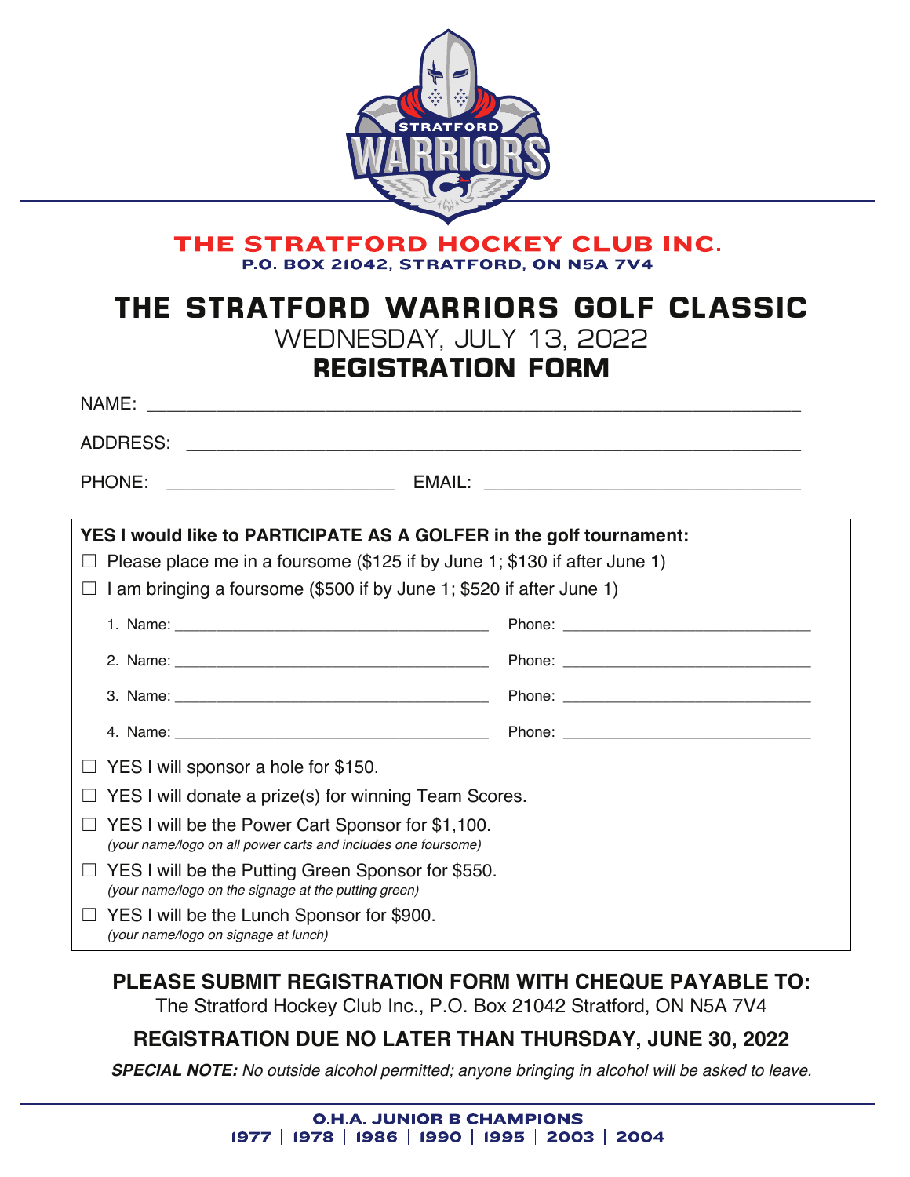STRATFORD WARRIORS

## THE STRATFORD HOCKEY CLUB INC.

**P.O. BOX 21042, STRATFORD, ON N5A 7V4**

# THE STRATFORD WARRIORS GOLF CLASSIC

WEDNESDAY, JULY 13, 2022

## REGISTRATION FORM

NAME: ______________________________________________________________

ADDRESS: ___________________________________________________________

PHONE: ______________________ EMAIL: _______________________________

**YES I would like to PARTICIPATE AS A GOLFER in the golf tournament:**

☐ Please place me in a foursome ($125 if by June 1; $130 if after June 1)

☐ I am bringing a foursome ($500 if by June 1; $520 if after June 1)

1. Name: ____________________________________ Phone: ____________________________
2. Name: ____________________________________ Phone: ____________________________
3. Name: ____________________________________ Phone: ____________________________
4. Name: ____________________________________ Phone: ____________________________

☐ YES I will sponsor a hole for $150.

☐ YES I will donate a prize(s) for winning Team Scores.

☐ YES I will be the Power Cart Sponsor for $1,100.
*(your name/logo on all power carts and includes one foursome)*

☐ YES I will be the Putting Green Sponsor for $550.
*(your name/logo on the signage at the putting green)*

☐ YES I will be the Lunch Sponsor for $900.
*(your name/logo on signage at lunch)*

**PLEASE SUBMIT REGISTRATION FORM WITH CHEQUE PAYABLE TO:**

The Stratford Hockey Club Inc., P.O. Box 21042 Stratford, ON N5A 7V4

**REGISTRATION DUE NO LATER THAN THURSDAY, JUNE 30, 2022**

***SPECIAL NOTE:*** *No outside alcohol permitted; anyone bringing in alcohol will be asked to leave.*

**O.H.A. JUNIOR B CHAMPIONS**

**1977 | 1978 | 1986 | 1990 | 1995 | 2003 | 2004**